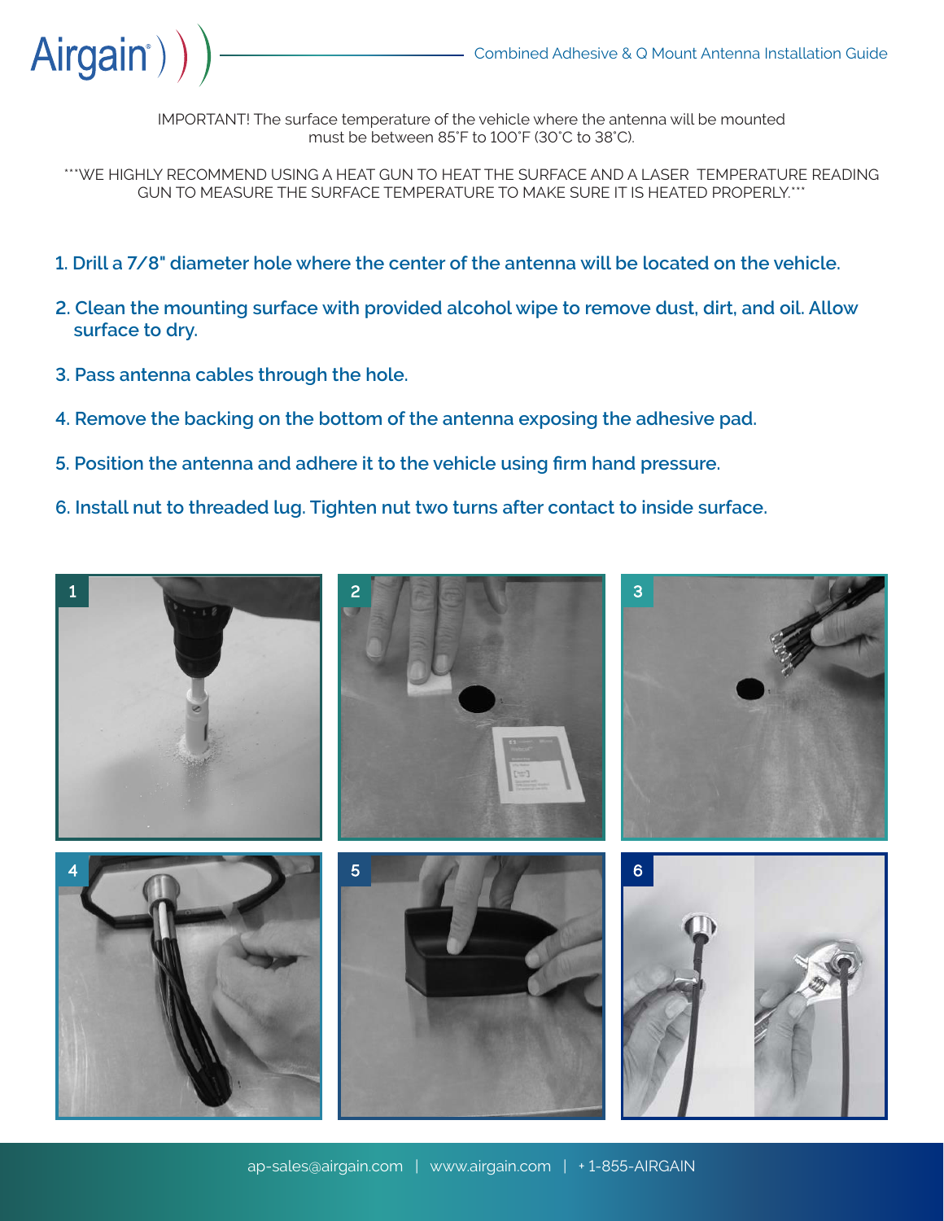# Combined Adhesive & Q Mount Antenna Installation Guide

IMPORTANT! The surface temperature of the vehicle where the antenna will be mounted must be between 85˚F to 100˚F (30˚C to 38˚C).

***WE HIGHLY RECOMMEND USING A HEAT GUN TO HEAT THE SURFACE AND A LASER TEMPERATURE READING GUN TO MEASURE THE SURFACE TEMPERATURE TO MAKE SURE IT IS HEATED PROPERLY.***

1. **Drill a 7/8" diameter hole where the center of the antenna will be located on the vehicle.**
2. **Clean the mounting surface with provided alcohol wipe to remove dust, dirt, and oil. Allow surface to dry.**
3. **Pass antenna cables through the hole.**
4. **Remove the backing on the bottom of the antenna exposing the adhesive pad.**
5. **Position the antenna and adhere it to the vehicle using firm hand pressure.**
6. **Install nut to threaded lug. Tighten nut two turns after contact to inside surface.**

ap-sales@airgain.com | www.airgain.com | +1-855-AIRGAIN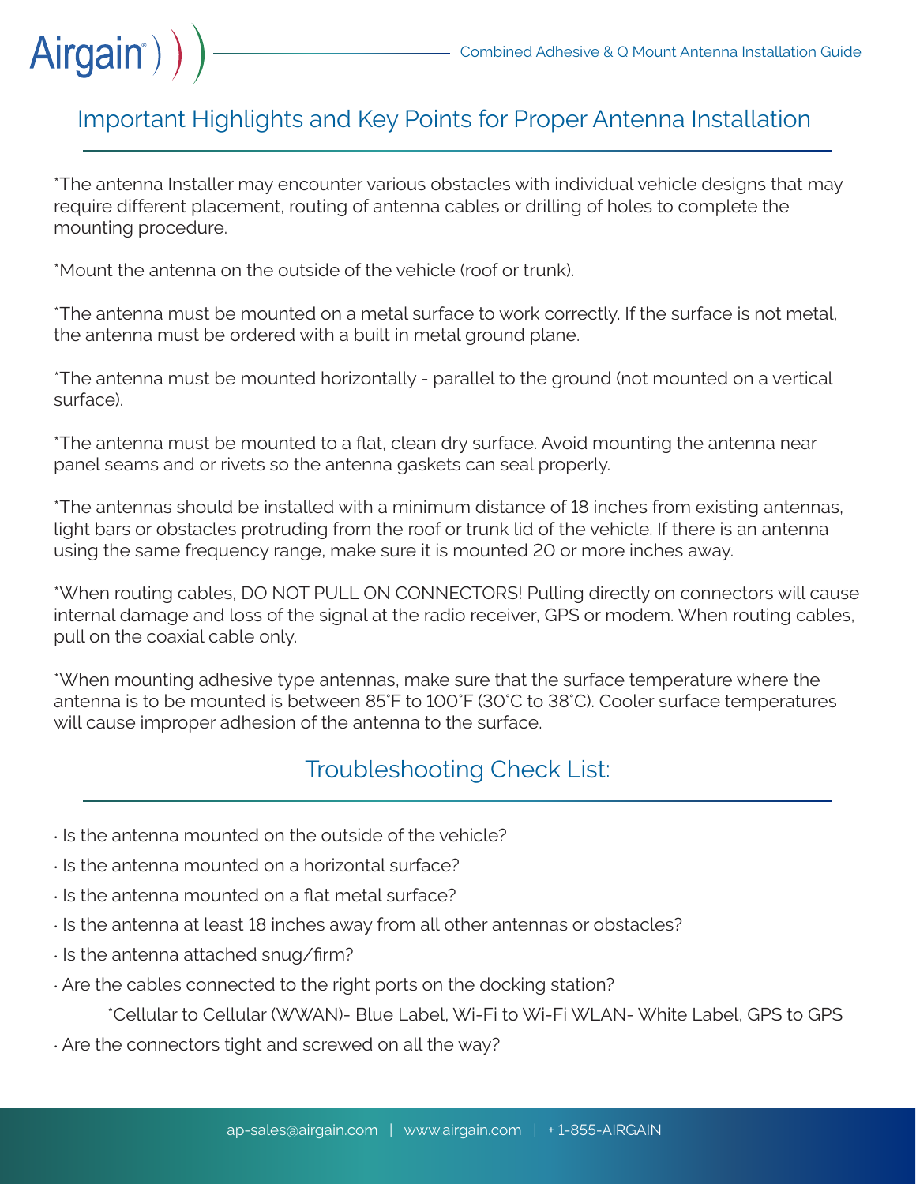## Important Highlights and Key Points for Proper Antenna Installation

*The antenna Installer may encounter various obstacles with individual vehicle designs that may require different placement, routing of antenna cables or drilling of holes to complete the mounting procedure.

*Mount the antenna on the outside of the vehicle (roof or trunk).

*The antenna must be mounted on a metal surface to work correctly. If the surface is not metal, the antenna must be ordered with a built in metal ground plane.

*The antenna must be mounted horizontally - parallel to the ground (not mounted on a vertical surface).

*The antenna must be mounted to a flat, clean dry surface. Avoid mounting the antenna near panel seams and or rivets so the antenna gaskets can seal properly.

*The antennas should be installed with a minimum distance of 18 inches from existing antennas, light bars or obstacles protruding from the roof or trunk lid of the vehicle. If there is an antenna using the same frequency range, make sure it is mounted 20 or more inches away.

*When routing cables, DO NOT PULL ON CONNECTORS! Pulling directly on connectors will cause internal damage and loss of the signal at the radio receiver, GPS or modem. When routing cables, pull on the coaxial cable only.

*When mounting adhesive type antennas, make sure that the surface temperature where the antenna is to be mounted is between 85°F to 100°F (30°C to 38°C). Cooler surface temperatures will cause improper adhesion of the antenna to the surface.

## Troubleshooting Check List:

- Is the antenna mounted on the outside of the vehicle?
- Is the antenna mounted on a horizontal surface?
- Is the antenna mounted on a flat metal surface?
- Is the antenna at least 18 inches away from all other antennas or obstacles?
- Is the antenna attached snug/firm?
- Are the cables connected to the right ports on the docking station?
  - *Cellular to Cellular (WWAN)- Blue Label, Wi-Fi to Wi-Fi WLAN- White Label, GPS to GPS
- Are the connectors tight and screwed on all the way?